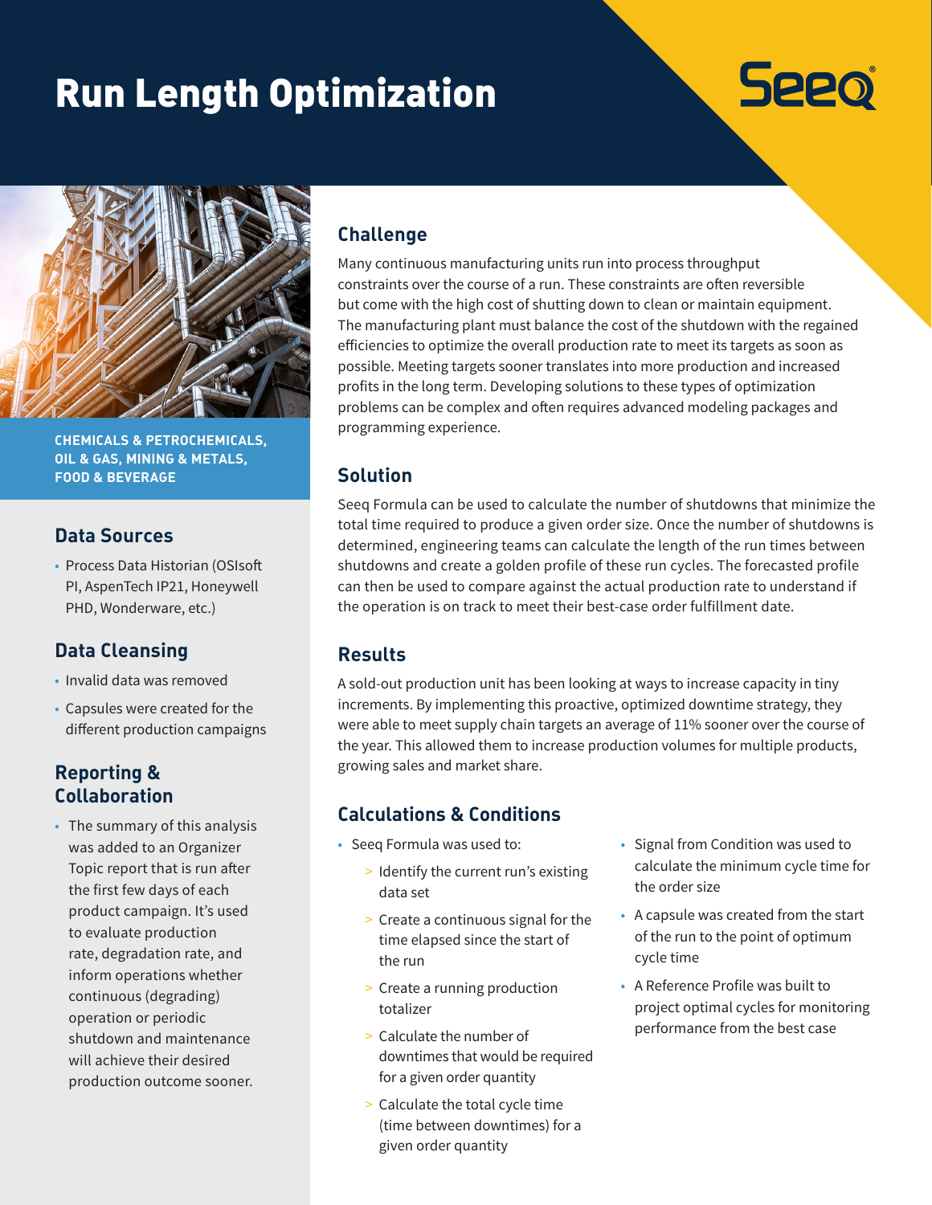# Run Length Optimization

Seeq

**CHEMICALS & PETROCHEMICALS, OIL & GAS, MINING & METALS, FOOD & BEVERAGE**

## Data Sources

- Process Data Historian (OSIsoft PI, AspenTech IP21, Honeywell PHD, Wonderware, etc.)

## Data Cleansing

- Invalid data was removed
- Capsules were created for the different production campaigns

## Reporting & Collaboration

- The summary of this analysis was added to an Organizer Topic report that is run after the first few days of each product campaign. It's used to evaluate production rate, degradation rate, and inform operations whether continuous (degrading) operation or periodic shutdown and maintenance will achieve their desired production outcome sooner.

## Challenge

Many continuous manufacturing units run into process throughput constraints over the course of a run. These constraints are often reversible but come with the high cost of shutting down to clean or maintain equipment. The manufacturing plant must balance the cost of the shutdown with the regained efficiencies to optimize the overall production rate to meet its targets as soon as possible. Meeting targets sooner translates into more production and increased profits in the long term. Developing solutions to these types of optimization problems can be complex and often requires advanced modeling packages and programming experience.

## Solution

Seeq Formula can be used to calculate the number of shutdowns that minimize the total time required to produce a given order size. Once the number of shutdowns is determined, engineering teams can calculate the length of the run times between shutdowns and create a golden profile of these run cycles. The forecasted profile can then be used to compare against the actual production rate to understand if the operation is on track to meet their best-case order fulfillment date.

## Results

A sold-out production unit has been looking at ways to increase capacity in tiny increments. By implementing this proactive, optimized downtime strategy, they were able to meet supply chain targets an average of 11% sooner over the course of the year. This allowed them to increase production volumes for multiple products, growing sales and market share.

## Calculations & Conditions

- Seeq Formula was used to:
  - Identify the current run's existing data set
  - Create a continuous signal for the time elapsed since the start of the run
  - Create a running production totalizer
  - Calculate the number of downtimes that would be required for a given order quantity
  - Calculate the total cycle time (time between downtimes) for a given order quantity
- Signal from Condition was used to calculate the minimum cycle time for the order size
- A capsule was created from the start of the run to the point of optimum cycle time
- A Reference Profile was built to project optimal cycles for monitoring performance from the best case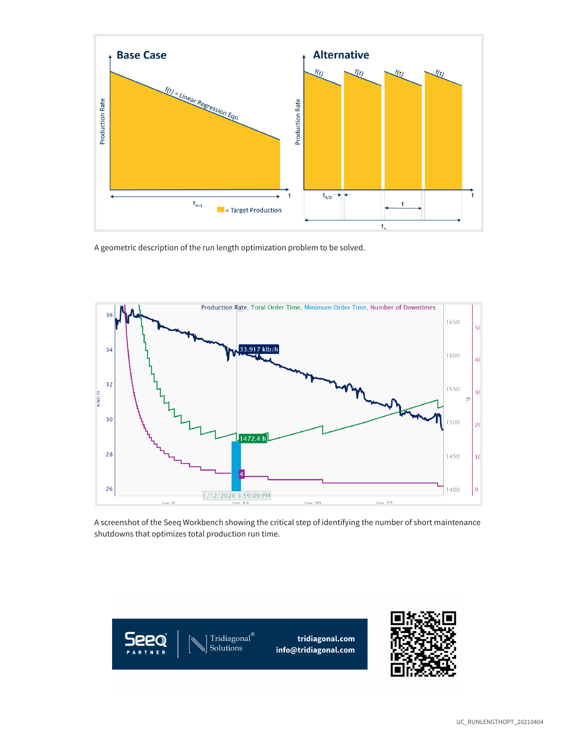**Base Case**

Production Rate

$f(t)$ = Linear Regression Eqn

t

$t_{n=1}$

= Target Production

**Alternative**

Production Rate

$f(t)$ $f(t)$ $f(t)$ $f(t)$

$t_{S/D}$

t

t

$t_n$

A geometric description of the run length optimization problem to be solved.

Production Rate, Total Order Time, Minimum Order Time, Number of Downtimes

36
34
32
30
28
26

klb/h

33.917 klb/h

1472.4 h

4

1/12/2020 3:59:09 PM

Jan 6
Jan 13
Jan 20
Jan 27

1650
1600
1550
1500
1450
1400

h

50
40
30
20
10
0

A screenshot of the Seeq Workbench showing the critical step of identifying the number of short maintenance shutdowns that optimizes total production run time.

Seeq PARTNER

Tridiagonal® Solutions

**tridiagonal.com**
**info@tridiagonal.com**

UC_RUNLENGTHOPT_20210404